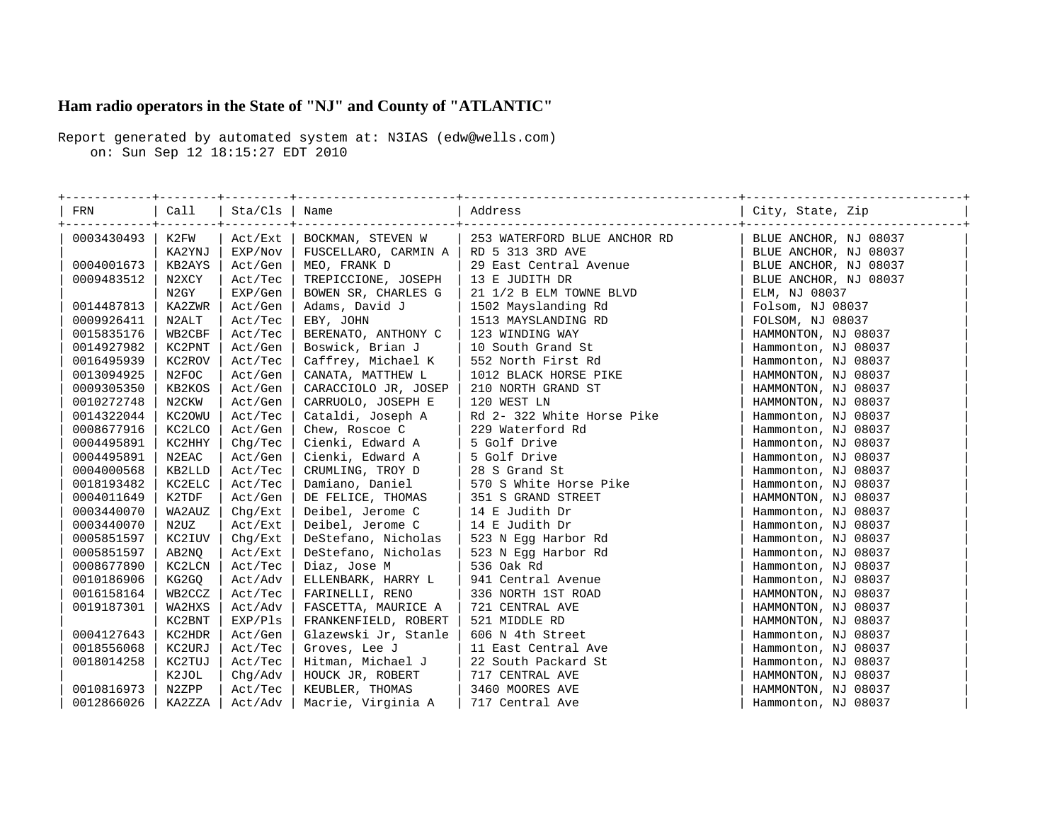# Ham radio operators in the State of "NJ" and County of "ATLANTIC"

Report generated by automated system at: N3IAS (edw@wells.com)
on: Sun Sep 12 18:15:27 EDT 2010

| FRN | Call | Sta/Cls | Name | Address | City, State, Zip |
| --- | --- | --- | --- | --- | --- |
| 0003430493 | K2FW | Act/Ext | BOCKMAN, STEVEN W | 253 WATERFORD BLUE ANCHOR RD | BLUE ANCHOR, NJ 08037 |
| | KA2YNJ | EXP/Nov | FUSCELLARO, CARMIN A | RD 5 313 3RD AVE | BLUE ANCHOR, NJ 08037 |
| 0004001673 | KB2AYS | Act/Gen | MEO, FRANK D | 29 East Central Avenue | BLUE ANCHOR, NJ 08037 |
| 0009483512 | N2XCY | Act/Tec | TREPICCIONE, JOSEPH | 13 E JUDITH DR | BLUE ANCHOR, NJ 08037 |
| | N2GY | EXP/Gen | BOWEN SR, CHARLES G | 21 1/2 B ELM TOWNE BLVD | ELM, NJ 08037 |
| 0014487813 | KA2ZWR | Act/Gen | Adams, David J | 1502 Mayslanding Rd | Folsom, NJ 08037 |
| 0009926411 | N2ALT | Act/Tec | EBY, JOHN | 1513 MAYSLANDING RD | FOLSOM, NJ 08037 |
| 0015835176 | WB2CBF | Act/Tec | BERENATO, ANTHONY C | 123 WINDING WAY | HAMMONTON, NJ 08037 |
| 0014927982 | KC2PNT | Act/Gen | Boswick, Brian J | 10 South Grand St | Hammonton, NJ 08037 |
| 0016495939 | KC2ROV | Act/Tec | Caffrey, Michael K | 552 North First Rd | Hammonton, NJ 08037 |
| 0013094925 | N2FOC | Act/Gen | CANATA, MATTHEW L | 1012 BLACK HORSE PIKE | HAMMONTON, NJ 08037 |
| 0009305350 | KB2KOS | Act/Gen | CARACCIOLO JR, JOSEP | 210 NORTH GRAND ST | HAMMONTON, NJ 08037 |
| 0010272748 | N2CKW | Act/Gen | CARRUOLO, JOSEPH E | 120 WEST LN | HAMMONTON, NJ 08037 |
| 0014322044 | KC2OWU | Act/Tec | Cataldi, Joseph A | Rd 2- 322 White Horse Pike | Hammonton, NJ 08037 |
| 0008677916 | KC2LCO | Act/Gen | Chew, Roscoe C | 229 Waterford Rd | Hammonton, NJ 08037 |
| 0004495891 | KC2HHY | Chg/Tec | Cienki, Edward A | 5 Golf Drive | Hammonton, NJ 08037 |
| 0004495891 | N2EAC | Act/Gen | Cienki, Edward A | 5 Golf Drive | Hammonton, NJ 08037 |
| 0004000568 | KB2LLD | Act/Tec | CRUMLING, TROY D | 28 S Grand St | Hammonton, NJ 08037 |
| 0018193482 | KC2ELC | Act/Tec | Damiano, Daniel | 570 S White Horse Pike | Hammonton, NJ 08037 |
| 0004011649 | K2TDF | Act/Gen | DE FELICE, THOMAS | 351 S GRAND STREET | HAMMONTON, NJ 08037 |
| 0003440070 | WA2AUZ | Chg/Ext | Deibel, Jerome C | 14 E Judith Dr | Hammonton, NJ 08037 |
| 0003440070 | N2UZ | Act/Ext | Deibel, Jerome C | 14 E Judith Dr | Hammonton, NJ 08037 |
| 0005851597 | KC2IUV | Chg/Ext | DeStefano, Nicholas | 523 N Egg Harbor Rd | Hammonton, NJ 08037 |
| 0005851597 | AB2NQ | Act/Ext | DeStefano, Nicholas | 523 N Egg Harbor Rd | Hammonton, NJ 08037 |
| 0008677890 | KC2LCN | Act/Tec | Diaz, Jose M | 536 Oak Rd | Hammonton, NJ 08037 |
| 0010186906 | KG2GQ | Act/Adv | ELLENBARK, HARRY L | 941 Central Avenue | Hammonton, NJ 08037 |
| 0016158164 | WB2CCZ | Act/Tec | FARINELLI, RENO | 336 NORTH 1ST ROAD | HAMMONTON, NJ 08037 |
| 0019187301 | WA2HXS | Act/Adv | FASCETTA, MAURICE A | 721 CENTRAL AVE | HAMMONTON, NJ 08037 |
| | KC2BNT | EXP/Pls | FRANKENFIELD, ROBERT | 521 MIDDLE RD | HAMMONTON, NJ 08037 |
| 0004127643 | KC2HDR | Act/Gen | Glazewski Jr, Stanle | 606 N 4th Street | Hammonton, NJ 08037 |
| 0018556068 | KC2URJ | Act/Tec | Groves, Lee J | 11 East Central Ave | Hammonton, NJ 08037 |
| 0018014258 | KC2TUJ | Act/Tec | Hitman, Michael J | 22 South Packard St | Hammonton, NJ 08037 |
| | K2JOL | Chg/Adv | HOUCK JR, ROBERT | 717 CENTRAL AVE | HAMMONTON, NJ 08037 |
| 0010816973 | N2ZPP | Act/Tec | KEUBLER, THOMAS | 3460 MOORES AVE | HAMMONTON, NJ 08037 |
| 0012866026 | KA2ZZA | Act/Adv | Macrie, Virginia A | 717 Central Ave | Hammonton, NJ 08037 |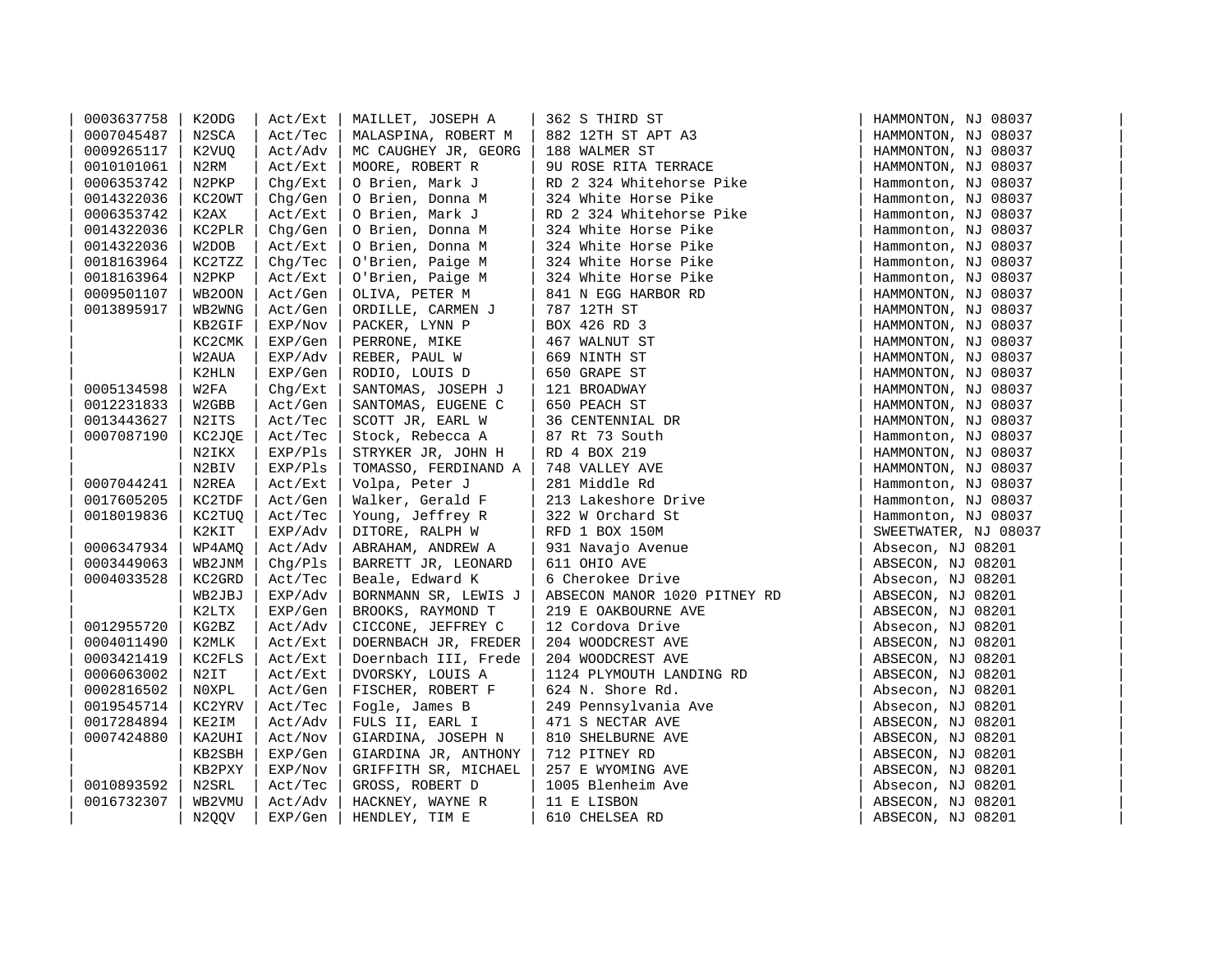| | | | | | |
|---|---|---|---|---|---|
| 0003637758 | K2ODG | Act/Ext | MAILLET, JOSEPH A | 362 S THIRD ST | HAMMONTON, NJ 08037 |
| 0007045487 | N2SCA | Act/Tec | MALASPINA, ROBERT M | 882 12TH ST APT A3 | HAMMONTON, NJ 08037 |
| 0009265117 | K2VUQ | Act/Adv | MC CAUGHEY JR, GEORG | 188 WALMER ST | HAMMONTON, NJ 08037 |
| 0010101061 | N2RM | Act/Ext | MOORE, ROBERT R | 9U ROSE RITA TERRACE | HAMMONTON, NJ 08037 |
| 0006353742 | N2PKP | Chg/Ext | O Brien, Mark J | RD 2 324 Whitehorse Pike | Hammonton, NJ 08037 |
| 0014322036 | KC2OWT | Chg/Gen | O Brien, Donna M | 324 White Horse Pike | Hammonton, NJ 08037 |
| 0006353742 | K2AX | Act/Ext | O Brien, Mark J | RD 2 324 Whitehorse Pike | Hammonton, NJ 08037 |
| 0014322036 | KC2PLR | Chg/Gen | O Brien, Donna M | 324 White Horse Pike | Hammonton, NJ 08037 |
| 0014322036 | W2DOB | Act/Ext | O Brien, Donna M | 324 White Horse Pike | Hammonton, NJ 08037 |
| 0018163964 | KC2TZZ | Chg/Tec | O'Brien, Paige M | 324 White Horse Pike | Hammonton, NJ 08037 |
| 0018163964 | N2PKP | Act/Ext | O'Brien, Paige M | 324 White Horse Pike | Hammonton, NJ 08037 |
| 0009501107 | WB2OON | Act/Gen | OLIVA, PETER M | 841 N EGG HARBOR RD | HAMMONTON, NJ 08037 |
| 0013895917 | WB2WNG | Act/Gen | ORDILLE, CARMEN J | 787 12TH ST | HAMMONTON, NJ 08037 |
| | KB2GIF | EXP/Nov | PACKER, LYNN P | BOX 426 RD 3 | HAMMONTON, NJ 08037 |
| | KC2CMK | EXP/Gen | PERRONE, MIKE | 467 WALNUT ST | HAMMONTON, NJ 08037 |
| | W2AUA | EXP/Adv | REBER, PAUL W | 669 NINTH ST | HAMMONTON, NJ 08037 |
| | K2HLN | EXP/Gen | RODIO, LOUIS D | 650 GRAPE ST | HAMMONTON, NJ 08037 |
| 0005134598 | W2FA | Chg/Ext | SANTOMAS, JOSEPH J | 121 BROADWAY | HAMMONTON, NJ 08037 |
| 0012231833 | W2GBB | Act/Gen | SANTOMAS, EUGENE C | 650 PEACH ST | HAMMONTON, NJ 08037 |
| 0013443627 | N2ITS | Act/Tec | SCOTT JR, EARL W | 36 CENTENNIAL DR | HAMMONTON, NJ 08037 |
| 0007087190 | KC2JQE | Act/Tec | Stock, Rebecca A | 87 Rt 73 South | Hammonton, NJ 08037 |
| | N2IKX | EXP/Pls | STRYKER JR, JOHN H | RD 4 BOX 219 | HAMMONTON, NJ 08037 |
| | N2BIV | EXP/Pls | TOMASSO, FERDINAND A | 748 VALLEY AVE | HAMMONTON, NJ 08037 |
| 0007044241 | N2REA | Act/Ext | Volpa, Peter J | 281 Middle Rd | Hammonton, NJ 08037 |
| 0017605205 | KC2TDF | Act/Gen | Walker, Gerald F | 213 Lakeshore Drive | Hammonton, NJ 08037 |
| 0018019836 | KC2TUQ | Act/Tec | Young, Jeffrey R | 322 W Orchard St | Hammonton, NJ 08037 |
| | K2KIT | EXP/Adv | DITORE, RALPH W | RFD 1 BOX 150M | SWEETWATER, NJ 08037 |
| 0006347934 | WP4AMQ | Act/Adv | ABRAHAM, ANDREW A | 931 Navajo Avenue | Absecon, NJ 08201 |
| 0003449063 | WB2JNM | Chg/Pls | BARRETT JR, LEONARD | 611 OHIO AVE | ABSECON, NJ 08201 |
| 0004033528 | KC2GRD | Act/Tec | Beale, Edward K | 6 Cherokee Drive | Absecon, NJ 08201 |
| | WB2JBJ | EXP/Adv | BORNMANN SR, LEWIS J | ABSECON MANOR 1020 PITNEY RD | ABSECON, NJ 08201 |
| | K2LTX | EXP/Gen | BROOKS, RAYMOND T | 219 E OAKBOURNE AVE | ABSECON, NJ 08201 |
| 0012955720 | KG2BZ | Act/Adv | CICCONE, JEFFREY C | 12 Cordova Drive | Absecon, NJ 08201 |
| 0004011490 | K2MLK | Act/Ext | DOERNBACH JR, FREDER | 204 WOODCREST AVE | ABSECON, NJ 08201 |
| 0003421419 | KC2FLS | Act/Ext | Doernbach III, Frede | 204 WOODCREST AVE | ABSECON, NJ 08201 |
| 0006063002 | N2IT | Act/Ext | DVORSKY, LOUIS A | 1124 PLYMOUTH LANDING RD | ABSECON, NJ 08201 |
| 0002816502 | N0XPL | Act/Gen | FISCHER, ROBERT F | 624 N. Shore Rd. | Absecon, NJ 08201 |
| 0019545714 | KC2YRV | Act/Tec | Fogle, James B | 249 Pennsylvania Ave | Absecon, NJ 08201 |
| 0017284894 | KE2IM | Act/Adv | FULS II, EARL I | 471 S NECTAR AVE | ABSECON, NJ 08201 |
| 0007424880 | KA2UHI | Act/Nov | GIARDINA, JOSEPH N | 810 SHELBURNE AVE | ABSECON, NJ 08201 |
| | KB2SBH | EXP/Gen | GIARDINA JR, ANTHONY | 712 PITNEY RD | ABSECON, NJ 08201 |
| | KB2PXY | EXP/Nov | GRIFFITH SR, MICHAEL | 257 E WYOMING AVE | ABSECON, NJ 08201 |
| 0010893592 | N2SRL | Act/Tec | GROSS, ROBERT D | 1005 Blenheim Ave | Absecon, NJ 08201 |
| 0016732307 | WB2VMU | Act/Adv | HACKNEY, WAYNE R | 11 E LISBON | ABSECON, NJ 08201 |
| | N2QQV | EXP/Gen | HENDLEY, TIM E | 610 CHELSEA RD | ABSECON, NJ 08201 |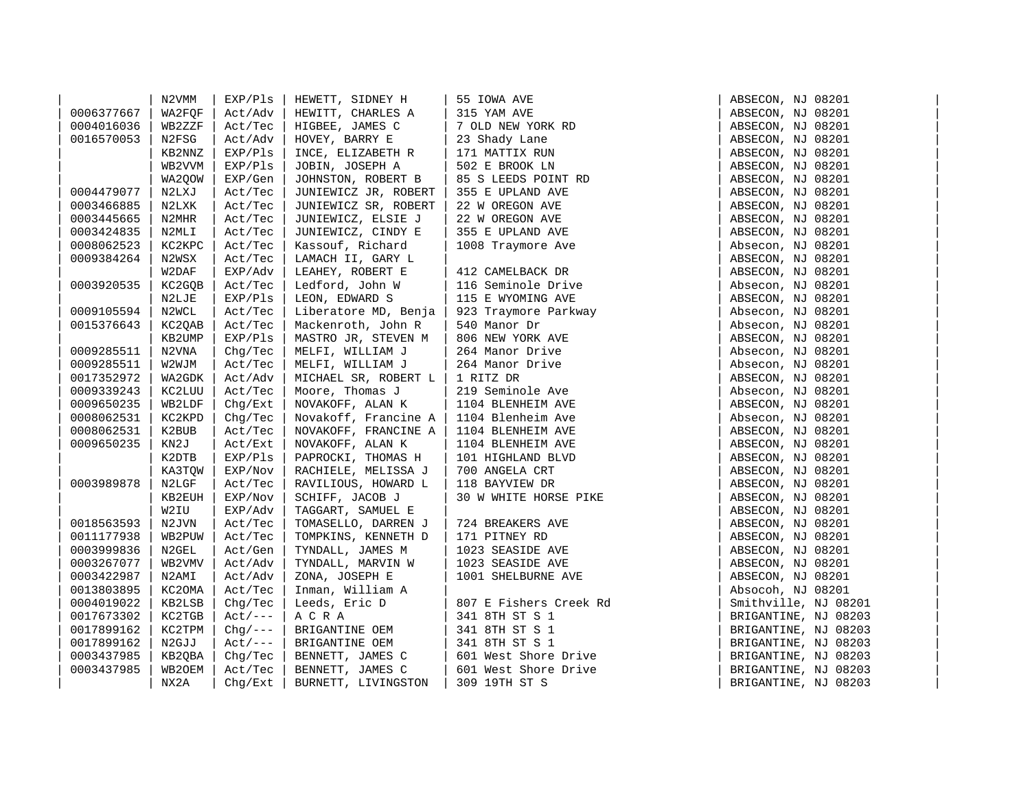| | | | | | |
|---|---|---|---|---|---|
| | N2VMM | EXP/Pls | HEWETT, SIDNEY H | 55 IOWA AVE | ABSECON, NJ 08201 |
| 0006377667 | WA2FQF | Act/Adv | HEWITT, CHARLES A | 315 YAM AVE | ABSECON, NJ 08201 |
| 0004016036 | WB2ZZF | Act/Tec | HIGBEE, JAMES C | 7 OLD NEW YORK RD | ABSECON, NJ 08201 |
| 0016570053 | N2FSG | Act/Adv | HOVEY, BARRY E | 23 Shady Lane | ABSECON, NJ 08201 |
| | KB2NNZ | EXP/Pls | INCE, ELIZABETH R | 171 MATTIX RUN | ABSECON, NJ 08201 |
| | WB2VVM | EXP/Pls | JOBIN, JOSEPH A | 502 E BROOK LN | ABSECON, NJ 08201 |
| | WA2QOW | EXP/Gen | JOHNSTON, ROBERT B | 85 S LEEDS POINT RD | ABSECON, NJ 08201 |
| 0004479077 | N2LXJ | Act/Tec | JUNIEWICZ JR, ROBERT | 355 E UPLAND AVE | ABSECON, NJ 08201 |
| 0003466885 | N2LXK | Act/Tec | JUNIEWICZ SR, ROBERT | 22 W OREGON AVE | ABSECON, NJ 08201 |
| 0003445665 | N2MHR | Act/Tec | JUNIEWICZ, ELSIE J | 22 W OREGON AVE | ABSECON, NJ 08201 |
| 0003424835 | N2MLI | Act/Tec | JUNIEWICZ, CINDY E | 355 E UPLAND AVE | ABSECON, NJ 08201 |
| 0008062523 | KC2KPC | Act/Tec | Kassouf, Richard | 1008 Traymore Ave | Absecon, NJ 08201 |
| 0009384264 | N2WSX | Act/Tec | LAMACH II, GARY L | | ABSECON, NJ 08201 |
| | W2DAF | EXP/Adv | LEAHEY, ROBERT E | 412 CAMELBACK DR | ABSECON, NJ 08201 |
| 0003920535 | KC2GQB | Act/Tec | Ledford, John W | 116 Seminole Drive | Absecon, NJ 08201 |
| | N2LJE | EXP/Pls | LEON, EDWARD S | 115 E WYOMING AVE | ABSECON, NJ 08201 |
| 0009105594 | N2WCL | Act/Tec | Liberatore MD, Benja | 923 Traymore Parkway | Absecon, NJ 08201 |
| 0015376643 | KC2QAB | Act/Tec | Mackenroth, John R | 540 Manor Dr | Absecon, NJ 08201 |
| | KB2UMP | EXP/Pls | MASTRO JR, STEVEN M | 806 NEW YORK AVE | ABSECON, NJ 08201 |
| 0009285511 | N2VNA | Chg/Tec | MELFI, WILLIAM J | 264 Manor Drive | Absecon, NJ 08201 |
| 0009285511 | W2WJM | Act/Tec | MELFI, WILLIAM J | 264 Manor Drive | Absecon, NJ 08201 |
| 0017352972 | WA2GDK | Act/Adv | MICHAEL SR, ROBERT L | 1 RITZ DR | ABSECON, NJ 08201 |
| 0009339243 | KC2LUU | Act/Tec | Moore, Thomas J | 219 Seminole Ave | Absecon, NJ 08201 |
| 0009650235 | WB2LDF | Chg/Ext | NOVAKOFF, ALAN K | 1104 BLENHEIM AVE | ABSECON, NJ 08201 |
| 0008062531 | KC2KPD | Chg/Tec | Novakoff, Francine A | 1104 Blenheim Ave | Absecon, NJ 08201 |
| 0008062531 | K2BUB | Act/Tec | NOVAKOFF, FRANCINE A | 1104 BLENHEIM AVE | ABSECON, NJ 08201 |
| 0009650235 | KN2J | Act/Ext | NOVAKOFF, ALAN K | 1104 BLENHEIM AVE | ABSECON, NJ 08201 |
| | K2DTB | EXP/Pls | PAPROCKI, THOMAS H | 101 HIGHLAND BLVD | ABSECON, NJ 08201 |
| | KA3TQW | EXP/Nov | RACHIELE, MELISSA J | 700 ANGELA CRT | ABSECON, NJ 08201 |
| 0003989878 | N2LGF | Act/Tec | RAVILIOUS, HOWARD L | 118 BAYVIEW DR | ABSECON, NJ 08201 |
| | KB2EUH | EXP/Nov | SCHIFF, JACOB J | 30 W WHITE HORSE PIKE | ABSECON, NJ 08201 |
| | W2IU | EXP/Adv | TAGGART, SAMUEL E | | ABSECON, NJ 08201 |
| 0018563593 | N2JVN | Act/Tec | TOMASELLO, DARREN J | 724 BREAKERS AVE | ABSECON, NJ 08201 |
| 0011177938 | WB2PUW | Act/Tec | TOMPKINS, KENNETH D | 171 PITNEY RD | ABSECON, NJ 08201 |
| 0003999836 | N2GEL | Act/Gen | TYNDALL, JAMES M | 1023 SEASIDE AVE | ABSECON, NJ 08201 |
| 0003267077 | WB2VMV | Act/Adv | TYNDALL, MARVIN W | 1023 SEASIDE AVE | ABSECON, NJ 08201 |
| 0003422987 | N2AMI | Act/Adv | ZONA, JOSEPH E | 1001 SHELBURNE AVE | ABSECON, NJ 08201 |
| 0013803895 | KC2OMA | Act/Tec | Inman, William A | | Absocoh, NJ 08201 |
| 0004019022 | KB2LSB | Chg/Tec | Leeds, Eric D | 807 E Fishers Creek Rd | Smithville, NJ 08201 |
| 0017673302 | KC2TGB | Act/--- | A C R A | 341 8TH ST S 1 | BRIGANTINE, NJ 08203 |
| 0017899162 | KC2TPM | Chg/--- | BRIGANTINE OEM | 341 8TH ST S 1 | BRIGANTINE, NJ 08203 |
| 0017899162 | N2GJJ | Act/--- | BRIGANTINE OEM | 341 8TH ST S 1 | BRIGANTINE, NJ 08203 |
| 0003437985 | KB2QBA | Chg/Tec | BENNETT, JAMES C | 601 West Shore Drive | BRIGANTINE, NJ 08203 |
| 0003437985 | WB2OEM | Act/Tec | BENNETT, JAMES C | 601 West Shore Drive | BRIGANTINE, NJ 08203 |
| | NX2A | Chg/Ext | BURNETT, LIVINGSTON | 309 19TH ST S | BRIGANTINE, NJ 08203 |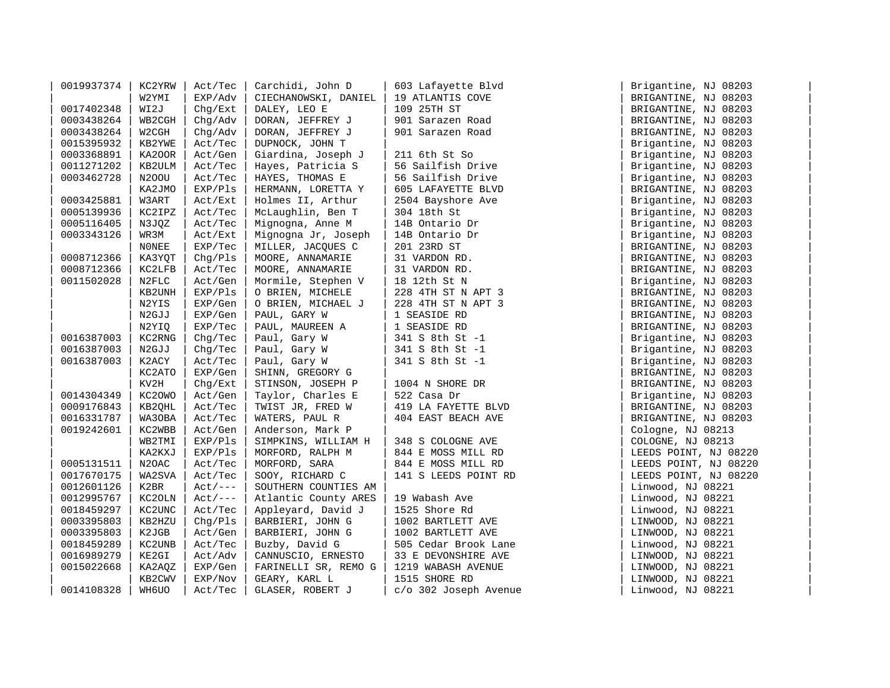| | | | | | |
|---|---|---|---|---|---|
| 0019937374 | KC2YRW | Act/Tec | Carchidi, John D | 603 Lafayette Blvd | Brigantine, NJ 08203 |
| | W2YMI | EXP/Adv | CIECHANOWSKI, DANIEL | 19 ATLANTIS COVE | BRIGANTINE, NJ 08203 |
| 0017402348 | WI2J | Chg/Ext | DALEY, LEO E | 109 25TH ST | BRIGANTINE, NJ 08203 |
| 0003438264 | WB2CGH | Chg/Adv | DORAN, JEFFREY J | 901 Sarazen Road | BRIGANTINE, NJ 08203 |
| 0003438264 | W2CGH | Chg/Adv | DORAN, JEFFREY J | 901 Sarazen Road | BRIGANTINE, NJ 08203 |
| 0015395932 | KB2YWE | Act/Tec | DUPNOCK, JOHN T | | Brigantine, NJ 08203 |
| 0003368891 | KA2OOR | Act/Gen | Giardina, Joseph J | 211 6th St So | Brigantine, NJ 08203 |
| 0011271202 | KB2ULM | Act/Tec | Hayes, Patricia S | 56 Sailfish Drive | Brigantine, NJ 08203 |
| 0003462728 | N2OOU | Act/Tec | HAYES, THOMAS E | 56 Sailfish Drive | Brigantine, NJ 08203 |
| | KA2JMO | EXP/Pls | HERMANN, LORETTA Y | 605 LAFAYETTE BLVD | BRIGANTINE, NJ 08203 |
| 0003425881 | W3ART | Act/Ext | Holmes II, Arthur | 2504 Bayshore Ave | Brigantine, NJ 08203 |
| 0005139936 | KC2IPZ | Act/Tec | McLaughlin, Ben T | 304 18th St | Brigantine, NJ 08203 |
| 0005116405 | N3JQZ | Act/Tec | Mignogna, Anne M | 14B Ontario Dr | Brigantine, NJ 08203 |
| 0003343126 | WR3M | Act/Ext | Mignogna Jr, Joseph | 14B Ontario Dr | Brigantine, NJ 08203 |
| | N0NEE | EXP/Tec | MILLER, JACQUES C | 201 23RD ST | BRIGANTINE, NJ 08203 |
| 0008712366 | KA3YQT | Chg/Pls | MOORE, ANNAMARIE | 31 VARDON RD. | BRIGANTINE, NJ 08203 |
| 0008712366 | KC2LFB | Act/Tec | MOORE, ANNAMARIE | 31 VARDON RD. | BRIGANTINE, NJ 08203 |
| 0011502028 | N2FLC | Act/Gen | Mormile, Stephen V | 18 12th St N | Brigantine, NJ 08203 |
| | KB2UNH | EXP/Pls | O BRIEN, MICHELE | 228 4TH ST N APT 3 | BRIGANTINE, NJ 08203 |
| | N2YIS | EXP/Gen | O BRIEN, MICHAEL J | 228 4TH ST N APT 3 | BRIGANTINE, NJ 08203 |
| | N2GJJ | EXP/Gen | PAUL, GARY W | 1 SEASIDE RD | BRIGANTINE, NJ 08203 |
| | N2YIQ | EXP/Tec | PAUL, MAUREEN A | 1 SEASIDE RD | BRIGANTINE, NJ 08203 |
| 0016387003 | KC2RNG | Chg/Tec | Paul, Gary W | 341 S 8th St -1 | Brigantine, NJ 08203 |
| 0016387003 | N2GJJ | Chg/Tec | Paul, Gary W | 341 S 8th St -1 | Brigantine, NJ 08203 |
| 0016387003 | K2ACY | Act/Tec | Paul, Gary W | 341 S 8th St -1 | Brigantine, NJ 08203 |
| | KC2ATO | EXP/Gen | SHINN, GREGORY G | | BRIGANTINE, NJ 08203 |
| | KV2H | Chg/Ext | STINSON, JOSEPH P | 1004 N SHORE DR | BRIGANTINE, NJ 08203 |
| 0014304349 | KC2OWO | Act/Gen | Taylor, Charles E | 522 Casa Dr | Brigantine, NJ 08203 |
| 0009176843 | KB2QHL | Act/Tec | TWIST JR, FRED W | 419 LA FAYETTE BLVD | BRIGANTINE, NJ 08203 |
| 0016331787 | WA3OBA | Act/Tec | WATERS, PAUL R | 404 EAST BEACH AVE | BRIGANTINE, NJ 08203 |
| 0019242601 | KC2WBB | Act/Gen | Anderson, Mark P | | Cologne, NJ 08213 |
| | WB2TMI | EXP/Pls | SIMPKINS, WILLIAM H | 348 S COLOGNE AVE | COLOGNE, NJ 08213 |
| | KA2KXJ | EXP/Pls | MORFORD, RALPH M | 844 E MOSS MILL RD | LEEDS POINT, NJ 08220 |
| 0005131511 | N2OAC | Act/Tec | MORFORD, SARA | 844 E MOSS MILL RD | LEEDS POINT, NJ 08220 |
| 0017670175 | WA2SVA | Act/Tec | SOOY, RICHARD C | 141 S LEEDS POINT RD | LEEDS POINT, NJ 08220 |
| 0012601126 | K2BR | Act/--- | SOUTHERN COUNTIES AM | | Linwood, NJ 08221 |
| 0012995767 | KC2OLN | Act/--- | Atlantic County ARES | 19 Wabash Ave | Linwood, NJ 08221 |
| 0018459297 | KC2UNC | Act/Tec | Appleyard, David J | 1525 Shore Rd | Linwood, NJ 08221 |
| 0003395803 | KB2HZU | Chg/Pls | BARBIERI, JOHN G | 1002 BARTLETT AVE | LINWOOD, NJ 08221 |
| 0003395803 | K2JGB | Act/Gen | BARBIERI, JOHN G | 1002 BARTLETT AVE | LINWOOD, NJ 08221 |
| 0018459289 | KC2UNB | Act/Tec | Buzby, David G | 505 Cedar Brook Lane | Linwood, NJ 08221 |
| 0016989279 | KE2GI | Act/Adv | CANNUSCIO, ERNESTO | 33 E DEVONSHIRE AVE | LINWOOD, NJ 08221 |
| 0015022668 | KA2AQZ | EXP/Gen | FARINELLI SR, REMO G | 1219 WABASH AVENUE | LINWOOD, NJ 08221 |
| | KB2CWV | EXP/Nov | GEARY, KARL L | 1515 SHORE RD | LINWOOD, NJ 08221 |
| 0014108328 | WH6UO | Act/Tec | GLASER, ROBERT J | c/o 302 Joseph Avenue | Linwood, NJ 08221 |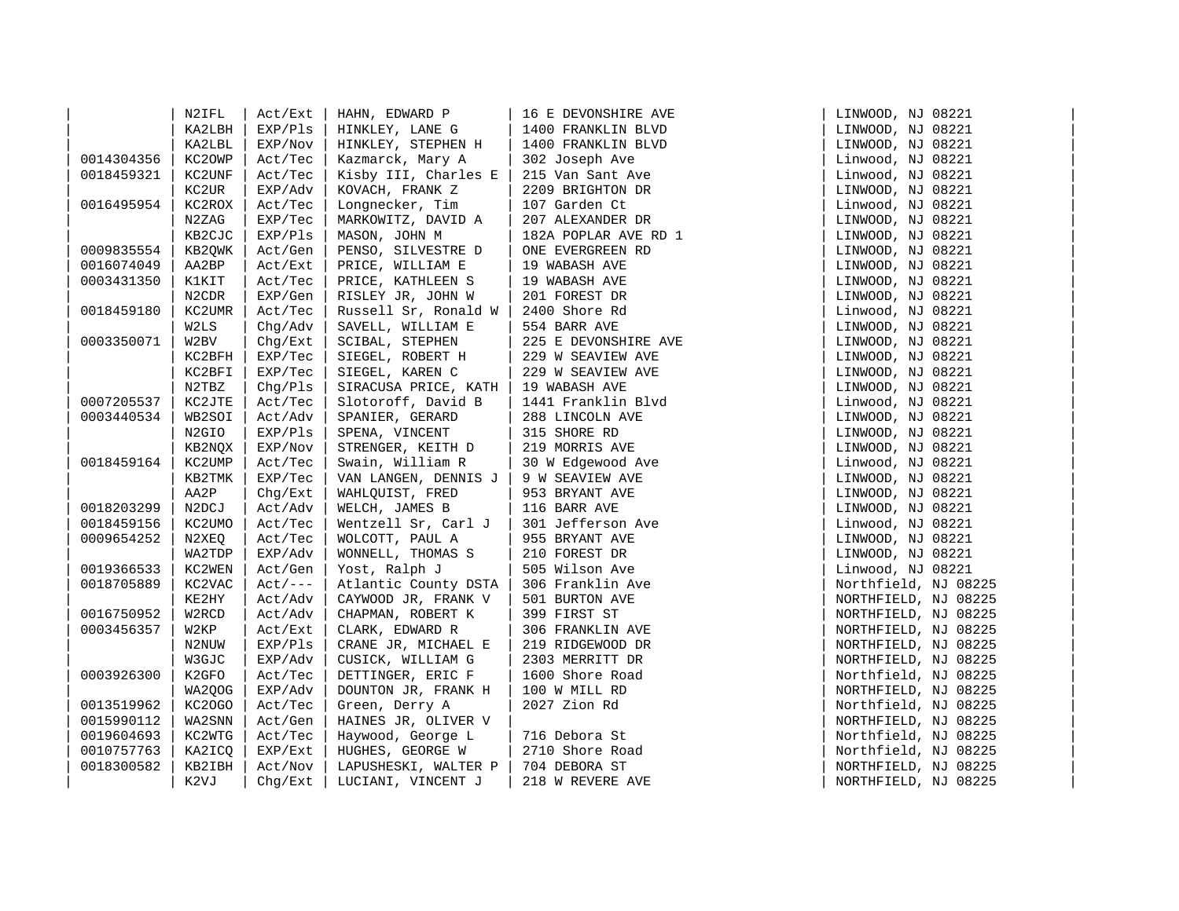|  |  |  |  |  |  |
|---|---|---|---|---|---|
|  | N2IFL | Act/Ext | HAHN, EDWARD P | 16 E DEVONSHIRE AVE | LINWOOD, NJ 08221 |
|  | KA2LBH | EXP/Pls | HINKLEY, LANE G | 1400 FRANKLIN BLVD | LINWOOD, NJ 08221 |
|  | KA2LBL | EXP/Nov | HINKLEY, STEPHEN H | 1400 FRANKLIN BLVD | LINWOOD, NJ 08221 |
| 0014304356 | KC2OWP | Act/Tec | Kazmarck, Mary A | 302 Joseph Ave | Linwood, NJ 08221 |
| 0018459321 | KC2UNF | Act/Tec | Kisby III, Charles E | 215 Van Sant Ave | Linwood, NJ 08221 |
|  | KC2UR | EXP/Adv | KOVACH, FRANK Z | 2209 BRIGHTON DR | LINWOOD, NJ 08221 |
| 0016495954 | KC2ROX | Act/Tec | Longnecker, Tim | 107 Garden Ct | Linwood, NJ 08221 |
|  | N2ZAG | EXP/Tec | MARKOWITZ, DAVID A | 207 ALEXANDER DR | LINWOOD, NJ 08221 |
|  | KB2CJC | EXP/Pls | MASON, JOHN M | 182A POPLAR AVE RD 1 | LINWOOD, NJ 08221 |
| 0009835554 | KB2QWK | Act/Gen | PENSO, SILVESTRE D | ONE EVERGREEN RD | LINWOOD, NJ 08221 |
| 0016074049 | AA2BP | Act/Ext | PRICE, WILLIAM E | 19 WABASH AVE | LINWOOD, NJ 08221 |
| 0003431350 | K1KIT | Act/Tec | PRICE, KATHLEEN S | 19 WABASH AVE | LINWOOD, NJ 08221 |
|  | N2CDR | EXP/Gen | RISLEY JR, JOHN W | 201 FOREST DR | LINWOOD, NJ 08221 |
| 0018459180 | KC2UMR | Act/Tec | Russell Sr, Ronald W | 2400 Shore Rd | Linwood, NJ 08221 |
|  | W2LS | Chg/Adv | SAVELL, WILLIAM E | 554 BARR AVE | LINWOOD, NJ 08221 |
| 0003350071 | W2BV | Chg/Ext | SCIBAL, STEPHEN | 225 E DEVONSHIRE AVE | LINWOOD, NJ 08221 |
|  | KC2BFH | EXP/Tec | SIEGEL, ROBERT H | 229 W SEAVIEW AVE | LINWOOD, NJ 08221 |
|  | KC2BFI | EXP/Tec | SIEGEL, KAREN C | 229 W SEAVIEW AVE | LINWOOD, NJ 08221 |
|  | N2TBZ | Chg/Pls | SIRACUSA PRICE, KATH | 19 WABASH AVE | LINWOOD, NJ 08221 |
| 0007205537 | KC2JTE | Act/Tec | Slotoroff, David B | 1441 Franklin Blvd | Linwood, NJ 08221 |
| 0003440534 | WB2SOI | Act/Adv | SPANIER, GERARD | 288 LINCOLN AVE | LINWOOD, NJ 08221 |
|  | N2GIO | EXP/Pls | SPENA, VINCENT | 315 SHORE RD | LINWOOD, NJ 08221 |
|  | KB2NQX | EXP/Nov | STRENGER, KEITH D | 219 MORRIS AVE | LINWOOD, NJ 08221 |
| 0018459164 | KC2UMP | Act/Tec | Swain, William R | 30 W Edgewood Ave | Linwood, NJ 08221 |
|  | KB2TMK | EXP/Tec | VAN LANGEN, DENNIS J | 9 W SEAVIEW AVE | LINWOOD, NJ 08221 |
|  | AA2P | Chg/Ext | WAHLQUIST, FRED | 953 BRYANT AVE | LINWOOD, NJ 08221 |
| 0018203299 | N2DCJ | Act/Adv | WELCH, JAMES B | 116 BARR AVE | LINWOOD, NJ 08221 |
| 0018459156 | KC2UMO | Act/Tec | Wentzell Sr, Carl J | 301 Jefferson Ave | Linwood, NJ 08221 |
| 0009654252 | N2XEQ | Act/Tec | WOLCOTT, PAUL A | 955 BRYANT AVE | LINWOOD, NJ 08221 |
|  | WA2TDP | EXP/Adv | WONNELL, THOMAS S | 210 FOREST DR | LINWOOD, NJ 08221 |
| 0019366533 | KC2WEN | Act/Gen | Yost, Ralph J | 505 Wilson Ave | Linwood, NJ 08221 |
| 0018705889 | KC2VAC | Act/--- | Atlantic County DSTA | 306 Franklin Ave | Northfield, NJ 08225 |
|  | KE2HY | Act/Adv | CAYWOOD JR, FRANK V | 501 BURTON AVE | NORTHFIELD, NJ 08225 |
| 0016750952 | W2RCD | Act/Adv | CHAPMAN, ROBERT K | 399 FIRST ST | NORTHFIELD, NJ 08225 |
| 0003456357 | W2KP | Act/Ext | CLARK, EDWARD R | 306 FRANKLIN AVE | NORTHFIELD, NJ 08225 |
|  | N2NUW | EXP/Pls | CRANE JR, MICHAEL E | 219 RIDGEWOOD DR | NORTHFIELD, NJ 08225 |
|  | W3GJC | EXP/Adv | CUSICK, WILLIAM G | 2303 MERRITT DR | NORTHFIELD, NJ 08225 |
| 0003926300 | K2GFO | Act/Tec | DETTINGER, ERIC F | 1600 Shore Road | Northfield, NJ 08225 |
|  | WA2QOG | EXP/Adv | DOUNTON JR, FRANK H | 100 W MILL RD | NORTHFIELD, NJ 08225 |
| 0013519962 | KC2OGO | Act/Tec | Green, Derry A | 2027 Zion Rd | Northfield, NJ 08225 |
| 0015990112 | WA2SNN | Act/Gen | HAINES JR, OLIVER V |  | NORTHFIELD, NJ 08225 |
| 0019604693 | KC2WTG | Act/Tec | Haywood, George L | 716 Debora St | Northfield, NJ 08225 |
| 0010757763 | KA2ICQ | EXP/Ext | HUGHES, GEORGE W | 2710 Shore Road | Northfield, NJ 08225 |
| 0018300582 | KB2IBH | Act/Nov | LAPUSHESKI, WALTER P | 704 DEBORA ST | NORTHFIELD, NJ 08225 |
|  | K2VJ | Chg/Ext | LUCIANI, VINCENT J | 218 W REVERE AVE | NORTHFIELD, NJ 08225 |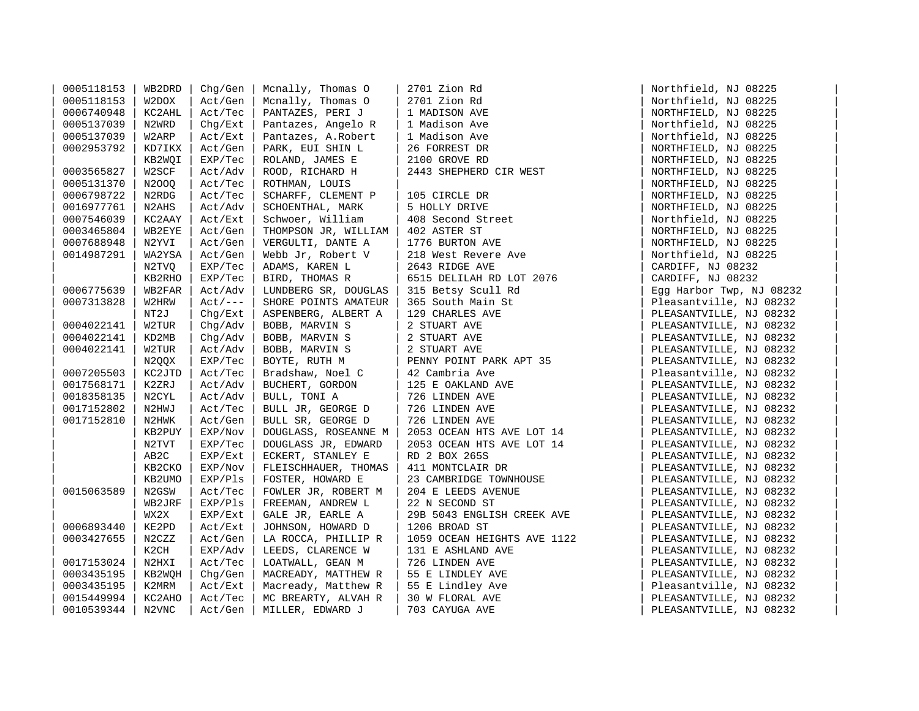| | | | | | |
|---|---|---|---|---|---|
| 0005118153 | WB2DRD | Chg/Gen | Mcnally, Thomas O | 2701 Zion Rd | Northfield, NJ 08225 |
| 0005118153 | W2DOX | Act/Gen | Mcnally, Thomas O | 2701 Zion Rd | Northfield, NJ 08225 |
| 0006740948 | KC2AHL | Act/Tec | PANTAZES, PERI J | 1 MADISON AVE | NORTHFIELD, NJ 08225 |
| 0005137039 | N2WRD | Chg/Ext | Pantazes, Angelo R | 1 Madison Ave | Northfield, NJ 08225 |
| 0005137039 | W2ARP | Act/Ext | Pantazes, A.Robert | 1 Madison Ave | Northfield, NJ 08225 |
| 0002953792 | KD7IKX | Act/Gen | PARK, EUI SHIN L | 26 FORREST DR | NORTHFIELD, NJ 08225 |
| | KB2WQI | EXP/Tec | ROLAND, JAMES E | 2100 GROVE RD | NORTHFIELD, NJ 08225 |
| 0003565827 | W2SCF | Act/Adv | ROOD, RICHARD H | 2443 SHEPHERD CIR WEST | NORTHFIELD, NJ 08225 |
| 0005131370 | N2OOQ | Act/Tec | ROTHMAN, LOUIS | | NORTHFIELD, NJ 08225 |
| 0006798722 | N2RDG | Act/Tec | SCHARFF, CLEMENT P | 105 CIRCLE DR | NORTHFIELD, NJ 08225 |
| 0016977761 | N2AHS | Act/Adv | SCHOENTHAL, MARK | 5 HOLLY DRIVE | NORTHFIELD, NJ 08225 |
| 0007546039 | KC2AAY | Act/Ext | Schwoer, William | 408 Second Street | Northfield, NJ 08225 |
| 0003465804 | WB2EYE | Act/Gen | THOMPSON JR, WILLIAM | 402 ASTER ST | NORTHFIELD, NJ 08225 |
| 0007688948 | N2YVI | Act/Gen | VERGULTI, DANTE A | 1776 BURTON AVE | NORTHFIELD, NJ 08225 |
| 0014987291 | WA2YSA | Act/Gen | Webb Jr, Robert V | 218 West Revere Ave | Northfield, NJ 08225 |
| | N2TVQ | EXP/Tec | ADAMS, KAREN L | 2643 RIDGE AVE | CARDIFF, NJ 08232 |
| | KB2RHO | EXP/Tec | BIRD, THOMAS R | 6515 DELILAH RD LOT 2076 | CARDIFF, NJ 08232 |
| 0006775639 | WB2FAR | Act/Adv | LUNDBERG SR, DOUGLAS | 315 Betsy Scull Rd | Egg Harbor Twp, NJ 08232 |
| 0007313828 | W2HRW | Act/--- | SHORE POINTS AMATEUR | 365 South Main St | Pleasantville, NJ 08232 |
| | NT2J | Chg/Ext | ASPENBERG, ALBERT A | 129 CHARLES AVE | PLEASANTVILLE, NJ 08232 |
| 0004022141 | W2TUR | Chg/Adv | BOBB, MARVIN S | 2 STUART AVE | PLEASANTVILLE, NJ 08232 |
| 0004022141 | KD2MB | Chg/Adv | BOBB, MARVIN S | 2 STUART AVE | PLEASANTVILLE, NJ 08232 |
| 0004022141 | W2TUR | Act/Adv | BOBB, MARVIN S | 2 STUART AVE | PLEASANTVILLE, NJ 08232 |
| | N2QQX | EXP/Tec | BOYTE, RUTH M | PENNY POINT PARK APT 35 | PLEASANTVILLE, NJ 08232 |
| 0007205503 | KC2JTD | Act/Tec | Bradshaw, Noel C | 42 Cambria Ave | Pleasantville, NJ 08232 |
| 0017568171 | K2ZRJ | Act/Adv | BUCHERT, GORDON | 125 E OAKLAND AVE | PLEASANTVILLE, NJ 08232 |
| 0018358135 | N2CYL | Act/Adv | BULL, TONI A | 726 LINDEN AVE | PLEASANTVILLE, NJ 08232 |
| 0017152802 | N2HWJ | Act/Tec | BULL JR, GEORGE D | 726 LINDEN AVE | PLEASANTVILLE, NJ 08232 |
| 0017152810 | N2HWK | Act/Gen | BULL SR, GEORGE D | 726 LINDEN AVE | PLEASANTVILLE, NJ 08232 |
| | KB2PUY | EXP/Nov | DOUGLASS, ROSEANNE M | 2053 OCEAN HTS AVE LOT 14 | PLEASANTVILLE, NJ 08232 |
| | N2TVT | EXP/Tec | DOUGLASS JR, EDWARD | 2053 OCEAN HTS AVE LOT 14 | PLEASANTVILLE, NJ 08232 |
| | AB2C | EXP/Ext | ECKERT, STANLEY E | RD 2 BOX 265S | PLEASANTVILLE, NJ 08232 |
| | KB2CKO | EXP/Nov | FLEISCHHAUER, THOMAS | 411 MONTCLAIR DR | PLEASANTVILLE, NJ 08232 |
| | KB2UMO | EXP/Pls | FOSTER, HOWARD E | 23 CAMBRIDGE TOWNHOUSE | PLEASANTVILLE, NJ 08232 |
| 0015063589 | N2GSW | Act/Tec | FOWLER JR, ROBERT M | 204 E LEEDS AVENUE | PLEASANTVILLE, NJ 08232 |
| | WB2JRF | EXP/Pls | FREEMAN, ANDREW L | 22 N SECOND ST | PLEASANTVILLE, NJ 08232 |
| | WX2X | EXP/Ext | GALE JR, EARLE A | 29B 5043 ENGLISH CREEK AVE | PLEASANTVILLE, NJ 08232 |
| 0006893440 | KE2PD | Act/Ext | JOHNSON, HOWARD D | 1206 BROAD ST | PLEASANTVILLE, NJ 08232 |
| 0003427655 | N2CZZ | Act/Gen | LA ROCCA, PHILLIP R | 1059 OCEAN HEIGHTS AVE 1122 | PLEASANTVILLE, NJ 08232 |
| | K2CH | EXP/Adv | LEEDS, CLARENCE W | 131 E ASHLAND AVE | PLEASANTVILLE, NJ 08232 |
| 0017153024 | N2HXI | Act/Tec | LOATWALL, GEAN M | 726 LINDEN AVE | PLEASANTVILLE, NJ 08232 |
| 0003435195 | KB2WQH | Chg/Gen | MACREADY, MATTHEW R | 55 E LINDLEY AVE | PLEASANTVILLE, NJ 08232 |
| 0003435195 | K2MRM | Act/Ext | Macready, Matthew R | 55 E Lindley Ave | Pleasantville, NJ 08232 |
| 0015449994 | KC2AHO | Act/Tec | MC BREARTY, ALVAH R | 30 W FLORAL AVE | PLEASANTVILLE, NJ 08232 |
| 0010539344 | N2VNC | Act/Gen | MILLER, EDWARD J | 703 CAYUGA AVE | PLEASANTVILLE, NJ 08232 |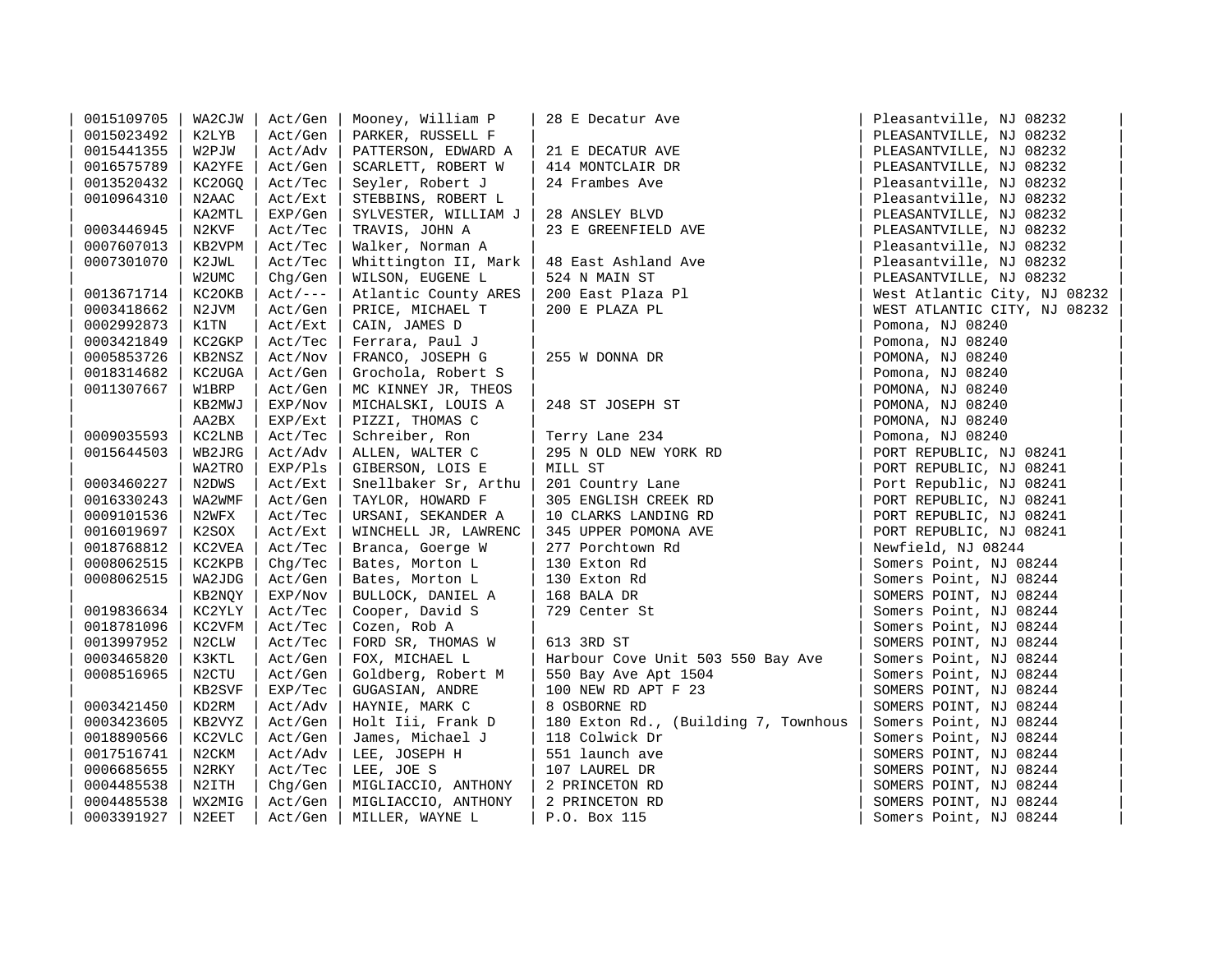| | | | | | |
|---|---|---|---|---|---|
| 0015109705 | WA2CJW | Act/Gen | Mooney, William P | 28 E Decatur Ave | Pleasantville, NJ 08232 |
| 0015023492 | K2LYB | Act/Gen | PARKER, RUSSELL F | | PLEASANTVILLE, NJ 08232 |
| 0015441355 | W2PJW | Act/Adv | PATTERSON, EDWARD A | 21 E DECATUR AVE | PLEASANTVILLE, NJ 08232 |
| 0016575789 | KA2YFE | Act/Gen | SCARLETT, ROBERT W | 414 MONTCLAIR DR | PLEASANTVILLE, NJ 08232 |
| 0013520432 | KC2OGQ | Act/Tec | Seyler, Robert J | 24 Frambes Ave | Pleasantville, NJ 08232 |
| 0010964310 | N2AAC | Act/Ext | STEBBINS, ROBERT L | | Pleasantville, NJ 08232 |
| | KA2MTL | EXP/Gen | SYLVESTER, WILLIAM J | 28 ANSLEY BLVD | PLEASANTVILLE, NJ 08232 |
| 0003446945 | N2KVF | Act/Tec | TRAVIS, JOHN A | 23 E GREENFIELD AVE | PLEASANTVILLE, NJ 08232 |
| 0007607013 | KB2VPM | Act/Tec | Walker, Norman A | | Pleasantville, NJ 08232 |
| 0007301070 | K2JWL | Act/Tec | Whittington II, Mark | 48 East Ashland Ave | Pleasantville, NJ 08232 |
| | W2UMC | Chg/Gen | WILSON, EUGENE L | 524 N MAIN ST | PLEASANTVILLE, NJ 08232 |
| 0013671714 | KC2OKB | Act/--- | Atlantic County ARES | 200 East Plaza Pl | West Atlantic City, NJ 08232 |
| 0003418662 | N2JVM | Act/Gen | PRICE, MICHAEL T | 200 E PLAZA PL | WEST ATLANTIC CITY, NJ 08232 |
| 0002992873 | K1TN | Act/Ext | CAIN, JAMES D | | Pomona, NJ 08240 |
| 0003421849 | KC2GKP | Act/Tec | Ferrara, Paul J | | Pomona, NJ 08240 |
| 0005853726 | KB2NSZ | Act/Nov | FRANCO, JOSEPH G | 255 W DONNA DR | POMONA, NJ 08240 |
| 0018314682 | KC2UGA | Act/Gen | Grochola, Robert S | | Pomona, NJ 08240 |
| 0011307667 | W1BRP | Act/Gen | MC KINNEY JR, THEOS | | POMONA, NJ 08240 |
| | KB2MWJ | EXP/Nov | MICHALSKI, LOUIS A | 248 ST JOSEPH ST | POMONA, NJ 08240 |
| | AA2BX | EXP/Ext | PIZZI, THOMAS C | | POMONA, NJ 08240 |
| 0009035593 | KC2LNB | Act/Tec | Schreiber, Ron | Terry Lane 234 | Pomona, NJ 08240 |
| 0015644503 | WB2JRG | Act/Adv | ALLEN, WALTER C | 295 N OLD NEW YORK RD | PORT REPUBLIC, NJ 08241 |
| | WA2TRO | EXP/Pls | GIBERSON, LOIS E | MILL ST | PORT REPUBLIC, NJ 08241 |
| 0003460227 | N2DWS | Act/Ext | Snellbaker Sr, Arthu | 201 Country Lane | Port Republic, NJ 08241 |
| 0016330243 | WA2WMF | Act/Gen | TAYLOR, HOWARD F | 305 ENGLISH CREEK RD | PORT REPUBLIC, NJ 08241 |
| 0009101536 | N2WFX | Act/Tec | URSANI, SEKANDER A | 10 CLARKS LANDING RD | PORT REPUBLIC, NJ 08241 |
| 0016019697 | K2SOX | Act/Ext | WINCHELL JR, LAWRENC | 345 UPPER POMONA AVE | PORT REPUBLIC, NJ 08241 |
| 0018768812 | KC2VEA | Act/Tec | Branca, Goerge W | 277 Porchtown Rd | Newfield, NJ 08244 |
| 0008062515 | KC2KPB | Chg/Tec | Bates, Morton L | 130 Exton Rd | Somers Point, NJ 08244 |
| 0008062515 | WA2JDG | Act/Gen | Bates, Morton L | 130 Exton Rd | Somers Point, NJ 08244 |
| | KB2NQY | EXP/Nov | BULLOCK, DANIEL A | 168 BALA DR | SOMERS POINT, NJ 08244 |
| 0019836634 | KC2YLY | Act/Tec | Cooper, David S | 729 Center St | Somers Point, NJ 08244 |
| 0018781096 | KC2VFM | Act/Tec | Cozen, Rob A | | Somers Point, NJ 08244 |
| 0013997952 | N2CLW | Act/Tec | FORD SR, THOMAS W | 613 3RD ST | SOMERS POINT, NJ 08244 |
| 0003465820 | K3KTL | Act/Gen | FOX, MICHAEL L | Harbour Cove Unit 503 550 Bay Ave | Somers Point, NJ 08244 |
| 0008516965 | N2CTU | Act/Gen | Goldberg, Robert M | 550 Bay Ave Apt 1504 | Somers Point, NJ 08244 |
| | KB2SVF | EXP/Tec | GUGASIAN, ANDRE | 100 NEW RD APT F 23 | SOMERS POINT, NJ 08244 |
| 0003421450 | KD2RM | Act/Adv | HAYNIE, MARK C | 8 OSBORNE RD | SOMERS POINT, NJ 08244 |
| 0003423605 | KB2VYZ | Act/Gen | Holt Iii, Frank D | 180 Exton Rd., (Building 7, Townhous | Somers Point, NJ 08244 |
| 0018890566 | KC2VLC | Act/Gen | James, Michael J | 118 Colwick Dr | Somers Point, NJ 08244 |
| 0017516741 | N2CKM | Act/Adv | LEE, JOSEPH H | 551 launch ave | SOMERS POINT, NJ 08244 |
| 0006685655 | N2RKY | Act/Tec | LEE, JOE S | 107 LAUREL DR | SOMERS POINT, NJ 08244 |
| 0004485538 | N2ITH | Chg/Gen | MIGLIACCIO, ANTHONY | 2 PRINCETON RD | SOMERS POINT, NJ 08244 |
| 0004485538 | WX2MIG | Act/Gen | MIGLIACCIO, ANTHONY | 2 PRINCETON RD | SOMERS POINT, NJ 08244 |
| 0003391927 | N2EET | Act/Gen | MILLER, WAYNE L | P.O. Box 115 | Somers Point, NJ 08244 |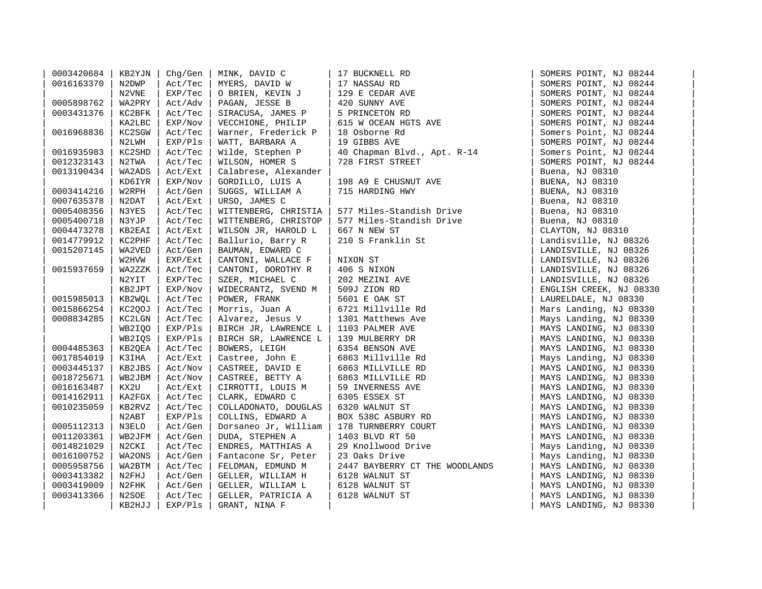| | | | | | |
|---|---|---|---|---|---|
| 0003420684 | KB2YJN | Chg/Gen | MINK, DAVID C | 17 BUCKNELL RD | SOMERS POINT, NJ 08244 |
| 0016163370 | N2DWP | Act/Tec | MYERS, DAVID W | 17 NASSAU RD | SOMERS POINT, NJ 08244 |
| | N2VNE | EXP/Tec | O BRIEN, KEVIN J | 129 E CEDAR AVE | SOMERS POINT, NJ 08244 |
| 0005898762 | WA2PRY | Act/Adv | PAGAN, JESSE B | 420 SUNNY AVE | SOMERS POINT, NJ 08244 |
| 0003431376 | KC2BFK | Act/Tec | SIRACUSA, JAMES P | 5 PRINCETON RD | SOMERS POINT, NJ 08244 |
| | KA2LBC | EXP/Nov | VECCHIONE, PHILIP | 615 W OCEAN HGTS AVE | SOMERS POINT, NJ 08244 |
| 0016968836 | KC2SGW | Act/Tec | Warner, Frederick P | 18 Osborne Rd | Somers Point, NJ 08244 |
| | N2LWH | EXP/Pls | WATT, BARBARA A | 19 GIBBS AVE | SOMERS POINT, NJ 08244 |
| 0016935983 | KC2SHD | Act/Tec | Wilde, Stephen P | 40 Chapman Blvd., Apt. R-14 | Somers Point, NJ 08244 |
| 0012323143 | N2TWA | Act/Tec | WILSON, HOMER S | 728 FIRST STREET | SOMERS POINT, NJ 08244 |
| 0013190434 | WA2ADS | Act/Ext | Calabrese, Alexander | | Buena, NJ 08310 |
| | KD6IYR | EXP/Nov | GORDILLO, LUIS A | 198 A9 E CHUSNUT AVE | BUENA, NJ 08310 |
| 0003414216 | W2RPH | Act/Gen | SUGGS, WILLIAM A | 715 HARDING HWY | BUENA, NJ 08310 |
| 0007635378 | N2DAT | Act/Ext | URSO, JAMES C | | Buena, NJ 08310 |
| 0005408356 | N3YES | Act/Tec | WITTENBERG, CHRISTIA | 577 Miles-Standish Drive | Buena, NJ 08310 |
| 0005400718 | N3YJP | Act/Tec | WITTENBERG, CHRISTOP | 577 Miles-Standish Drive | Buena, NJ 08310 |
| 0004473278 | KB2EAI | Act/Ext | WILSON JR, HAROLD L | 667 N NEW ST | CLAYTON, NJ 08310 |
| 0014779912 | KC2PHF | Act/Tec | Ballurio, Barry R | 210 S Franklin St | Landisville, NJ 08326 |
| 0015207145 | WA2VED | Act/Gen | BAUMAN, EDWARD C | | LANDISVILLE, NJ 08326 |
| | W2HVW | EXP/Ext | CANTONI, WALLACE F | NIXON ST | LANDISVILLE, NJ 08326 |
| 0015937659 | WA2ZZK | Act/Tec | CANTONI, DOROTHY R | 406 S NIXON | LANDISVILLE, NJ 08326 |
| | N2YIT | EXP/Tec | SZER, MICHAEL C | 202 MEZINI AVE | LANDISVILLE, NJ 08326 |
| | KB2JPT | EXP/Nov | WIDECRANTZ, SVEND M | 509J ZION RD | ENGLISH CREEK, NJ 08330 |
| 0015985013 | KB2WQL | Act/Tec | POWER, FRANK | 5601 E OAK ST | LAURELDALE, NJ 08330 |
| 0015866254 | KC2QOJ | Act/Tec | Morris, Juan A | 6721 Millville Rd | Mars Landing, NJ 08330 |
| 0008834285 | KC2LGN | Act/Tec | Alvarez, Jesus V | 1301 Matthews Ave | Mays Landing, NJ 08330 |
| | WB2IQO | EXP/Pls | BIRCH JR, LAWRENCE L | 1103 PALMER AVE | MAYS LANDING, NJ 08330 |
| | WB2IQS | EXP/Pls | BIRCH SR, LAWRENCE L | 139 MULBERRY DR | MAYS LANDING, NJ 08330 |
| 0004485363 | KB2QEA | Act/Tec | BOWERS, LEIGH | 6354 BENSON AVE | MAYS LANDING, NJ 08330 |
| 0017854019 | K3IHA | Act/Ext | Castree, John E | 6863 Millville Rd | Mays Landing, NJ 08330 |
| 0003445137 | KB2JBS | Act/Nov | CASTREE, DAVID E | 6863 MILLVILLE RD | MAYS LANDING, NJ 08330 |
| 0018725671 | WB2JBM | Act/Nov | CASTREE, BETTY A | 6863 MILLVILLE RD | MAYS LANDING, NJ 08330 |
| 0016163487 | KX2U | Act/Ext | CIRROTTI, LOUIS M | 59 INVERNESS AVE | MAYS LANDING, NJ 08330 |
| 0014162911 | KA2FGX | Act/Tec | CLARK, EDWARD C | 6305 ESSEX ST | MAYS LANDING, NJ 08330 |
| 0010235059 | KB2RVZ | Act/Tec | COLLADONATO, DOUGLAS | 6320 WALNUT ST | MAYS LANDING, NJ 08330 |
| | N2ABT | EXP/Pls | COLLINS, EDWARD A | BOX 538C ASBURY RD | MAYS LANDING, NJ 08330 |
| 0005112313 | N3ELO | Act/Gen | Dorsaneo Jr, William | 178 TURNBERRY COURT | MAYS LANDING, NJ 08330 |
| 0011203361 | WB2JFM | Act/Gen | DUDA, STEPHEN A | 1403 BLVD RT 50 | MAYS LANDING, NJ 08330 |
| 0014821029 | N2CKI | Act/Tec | ENDRES, MATTHIAS A | 29 Knollwood Drive | Mays Landing, NJ 08330 |
| 0016100752 | WA2ONS | Act/Gen | Fantacone Sr, Peter | 23 Oaks Drive | Mays Landing, NJ 08330 |
| 0005958756 | WA2BTM | Act/Tec | FELDMAN, EDMUND M | 2447 BAYBERRY CT THE WOODLANDS | MAYS LANDING, NJ 08330 |
| 0003413382 | N2FHJ | Act/Gen | GELLER, WILLIAM H | 6128 WALNUT ST | MAYS LANDING, NJ 08330 |
| 0003419009 | N2FHK | Act/Gen | GELLER, WILLIAM L | 6128 WALNUT ST | MAYS LANDING, NJ 08330 |
| 0003413366 | N2SOE | Act/Tec | GELLER, PATRICIA A | 6128 WALNUT ST | MAYS LANDING, NJ 08330 |
| | KB2HJJ | EXP/Pls | GRANT, NINA F | | MAYS LANDING, NJ 08330 |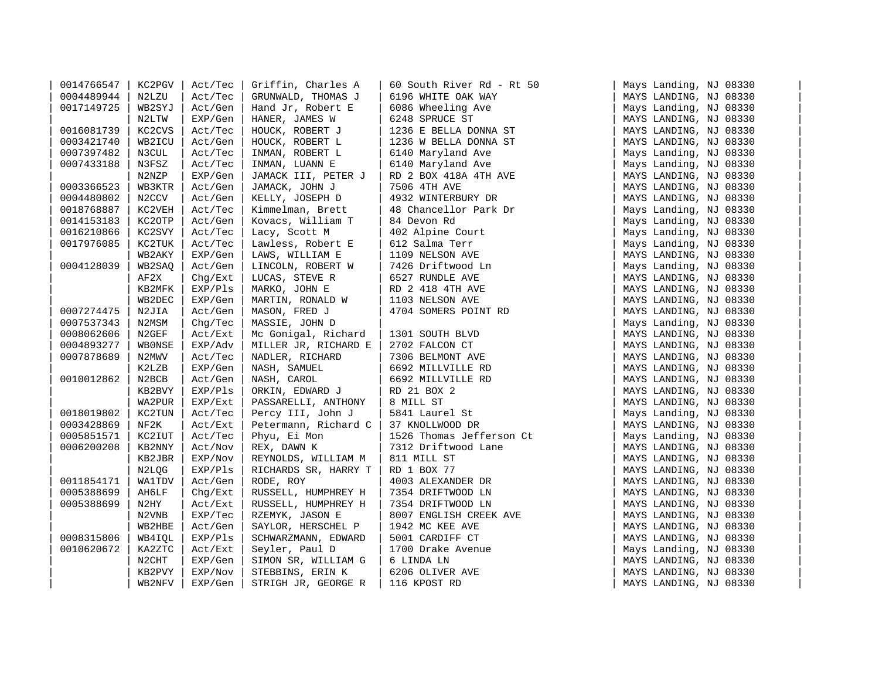| | | | | | |
|---|---|---|---|---|---|
| 0014766547 | KC2PGV | Act/Tec | Griffin, Charles A | 60 South River Rd - Rt 50 | Mays Landing, NJ 08330 |
| 0004489944 | N2LZU | Act/Tec | GRUNWALD, THOMAS J | 6196 WHITE OAK WAY | MAYS LANDING, NJ 08330 |
| 0017149725 | WB2SYJ | Act/Gen | Hand Jr, Robert E | 6086 Wheeling Ave | Mays Landing, NJ 08330 |
| | N2LTW | EXP/Gen | HANER, JAMES W | 6248 SPRUCE ST | MAYS LANDING, NJ 08330 |
| 0016081739 | KC2CVS | Act/Tec | HOUCK, ROBERT J | 1236 E BELLA DONNA ST | MAYS LANDING, NJ 08330 |
| 0003421740 | WB2ICU | Act/Gen | HOUCK, ROBERT L | 1236 W BELLA DONNA ST | MAYS LANDING, NJ 08330 |
| 0007397482 | N3CUL | Act/Tec | INMAN, ROBERT L | 6140 Maryland Ave | Mays Landing, NJ 08330 |
| 0007433188 | N3FSZ | Act/Tec | INMAN, LUANN E | 6140 Maryland Ave | Mays Landing, NJ 08330 |
| | N2NZP | EXP/Gen | JAMACK III, PETER J | RD 2 BOX 418A 4TH AVE | MAYS LANDING, NJ 08330 |
| 0003366523 | WB3KTR | Act/Gen | JAMACK, JOHN J | 7506 4TH AVE | MAYS LANDING, NJ 08330 |
| 0004480802 | N2CCV | Act/Gen | KELLY, JOSEPH D | 4932 WINTERBURY DR | MAYS LANDING, NJ 08330 |
| 0018768887 | KC2VEH | Act/Tec | Kimmelman, Brett | 48 Chancellor Park Dr | Mays Landing, NJ 08330 |
| 0014153183 | KC2OTP | Act/Gen | Kovacs, William T | 84 Devon Rd | Mays Landing, NJ 08330 |
| 0016210866 | KC2SVY | Act/Tec | Lacy, Scott M | 402 Alpine Court | Mays Landing, NJ 08330 |
| 0017976085 | KC2TUK | Act/Tec | Lawless, Robert E | 612 Salma Terr | Mays Landing, NJ 08330 |
| | WB2AKY | EXP/Gen | LAWS, WILLIAM E | 1109 NELSON AVE | MAYS LANDING, NJ 08330 |
| 0004128039 | WB2SAQ | Act/Gen | LINCOLN, ROBERT W | 7426 Driftwood Ln | Mays Landing, NJ 08330 |
| | AF2X | Chg/Ext | LUCAS, STEVE R | 6527 RUNDLE AVE | MAYS LANDING, NJ 08330 |
| | KB2MFK | EXP/Pls | MARKO, JOHN E | RD 2 418 4TH AVE | MAYS LANDING, NJ 08330 |
| | WB2DEC | EXP/Gen | MARTIN, RONALD W | 1103 NELSON AVE | MAYS LANDING, NJ 08330 |
| 0007274475 | N2JIA | Act/Gen | MASON, FRED J | 4704 SOMERS POINT RD | MAYS LANDING, NJ 08330 |
| 0007537343 | N2MSM | Chg/Tec | MASSIE, JOHN D | | Mays Landing, NJ 08330 |
| 0008062606 | N2GEF | Act/Ext | Mc Gonigal, Richard | 1301 SOUTH BLVD | MAYS LANDING, NJ 08330 |
| 0004893277 | WB0NSE | EXP/Adv | MILLER JR, RICHARD E | 2702 FALCON CT | MAYS LANDING, NJ 08330 |
| 0007878689 | N2MWV | Act/Tec | NADLER, RICHARD | 7306 BELMONT AVE | MAYS LANDING, NJ 08330 |
| | K2LZB | EXP/Gen | NASH, SAMUEL | 6692 MILLVILLE RD | MAYS LANDING, NJ 08330 |
| 0010012862 | N2BCB | Act/Gen | NASH, CAROL | 6692 MILLVILLE RD | MAYS LANDING, NJ 08330 |
| | KB2BVY | EXP/Pls | ORKIN, EDWARD J | RD 21 BOX 2 | MAYS LANDING, NJ 08330 |
| | WA2PUR | EXP/Ext | PASSARELLI, ANTHONY | 8 MILL ST | MAYS LANDING, NJ 08330 |
| 0018019802 | KC2TUN | Act/Tec | Percy III, John J | 5841 Laurel St | Mays Landing, NJ 08330 |
| 0003428869 | NF2K | Act/Ext | Petermann, Richard C | 37 KNOLLWOOD DR | MAYS LANDING, NJ 08330 |
| 0005851571 | KC2IUT | Act/Tec | Phyu, Ei Mon | 1526 Thomas Jefferson Ct | Mays Landing, NJ 08330 |
| 0006200208 | KB2NNY | Act/Nov | REX, DAWN K | 7312 Driftwood Lane | MAYS LANDING, NJ 08330 |
| | KB2JBR | EXP/Nov | REYNOLDS, WILLIAM M | 811 MILL ST | MAYS LANDING, NJ 08330 |
| | N2LQG | EXP/Pls | RICHARDS SR, HARRY T | RD 1 BOX 77 | MAYS LANDING, NJ 08330 |
| 0011854171 | WA1TDV | Act/Gen | RODE, ROY | 4003 ALEXANDER DR | MAYS LANDING, NJ 08330 |
| 0005388699 | AH6LF | Chg/Ext | RUSSELL, HUMPHREY H | 7354 DRIFTWOOD LN | MAYS LANDING, NJ 08330 |
| 0005388699 | N2HY | Act/Ext | RUSSELL, HUMPHREY H | 7354 DRIFTWOOD LN | MAYS LANDING, NJ 08330 |
| | N2VNB | EXP/Tec | RZEMYK, JASON E | 8007 ENGLISH CREEK AVE | MAYS LANDING, NJ 08330 |
| | WB2HBE | Act/Gen | SAYLOR, HERSCHEL P | 1942 MC KEE AVE | MAYS LANDING, NJ 08330 |
| 0008315806 | WB4IQL | EXP/Pls | SCHWARZMANN, EDWARD | 5001 CARDIFF CT | MAYS LANDING, NJ 08330 |
| 0010620672 | KA2ZTC | Act/Ext | Seyler, Paul D | 1700 Drake Avenue | Mays Landing, NJ 08330 |
| | N2CHT | EXP/Gen | SIMON SR, WILLIAM G | 6 LINDA LN | MAYS LANDING, NJ 08330 |
| | KB2PVY | EXP/Nov | STEBBINS, ERIN K | 6206 OLIVER AVE | MAYS LANDING, NJ 08330 |
| | WB2NFV | EXP/Gen | STRIGH JR, GEORGE R | 116 KPOST RD | MAYS LANDING, NJ 08330 |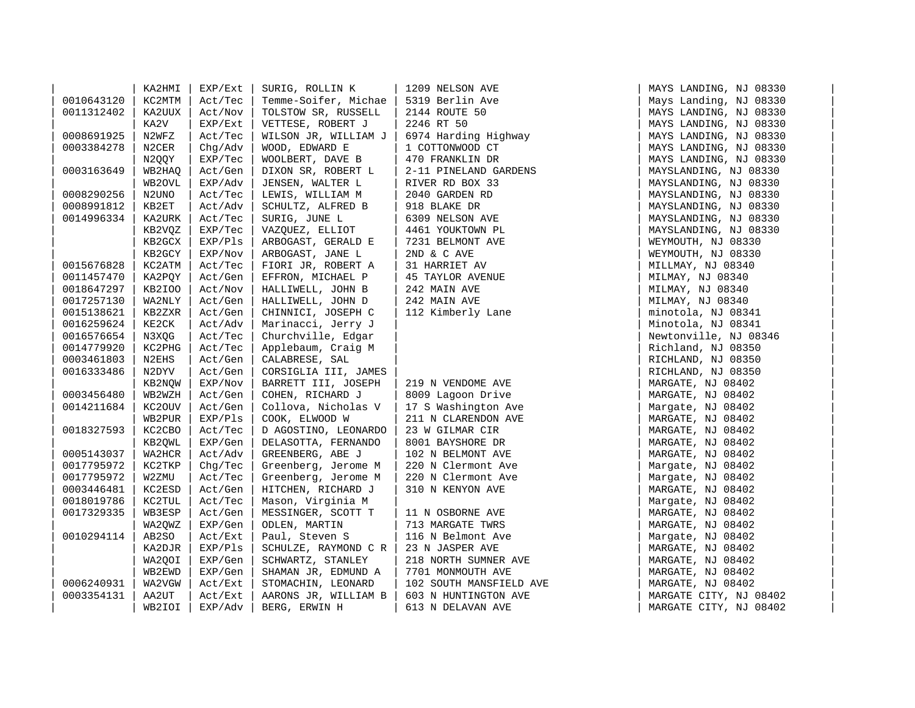| | | | | | |
|---|---|---|---|---|---|
| | KA2HMI | EXP/Ext | SURIG, ROLLIN K | 1209 NELSON AVE | MAYS LANDING, NJ 08330 |
| 0010643120 | KC2MTM | Act/Tec | Temme-Soifer, Michae | 5319 Berlin Ave | Mays Landing, NJ 08330 |
| 0011312402 | KA2UUX | Act/Nov | TOLSTOW SR, RUSSELL | 2144 ROUTE 50 | MAYS LANDING, NJ 08330 |
| | KA2V | EXP/Ext | VETTESE, ROBERT J | 2246 RT 50 | MAYS LANDING, NJ 08330 |
| 0008691925 | N2WFZ | Act/Tec | WILSON JR, WILLIAM J | 6974 Harding Highway | MAYS LANDING, NJ 08330 |
| 0003384278 | N2CER | Chg/Adv | WOOD, EDWARD E | 1 COTTONWOOD CT | MAYS LANDING, NJ 08330 |
| | N2QQY | EXP/Tec | WOOLBERT, DAVE B | 470 FRANKLIN DR | MAYS LANDING, NJ 08330 |
| 0003163649 | WB2HAQ | Act/Gen | DIXON SR, ROBERT L | 2-11 PINELAND GARDENS | MAYSLANDING, NJ 08330 |
| | WB2OVL | EXP/Adv | JENSEN, WALTER L | RIVER RD BOX 33 | MAYSLANDING, NJ 08330 |
| 0008290256 | N2UNO | Act/Tec | LEWIS, WILLIAM M | 2040 GARDEN RD | MAYSLANDING, NJ 08330 |
| 0008991812 | KB2ET | Act/Adv | SCHULTZ, ALFRED B | 918 BLAKE DR | MAYSLANDING, NJ 08330 |
| 0014996334 | KA2URK | Act/Tec | SURIG, JUNE L | 6309 NELSON AVE | MAYSLANDING, NJ 08330 |
| | KB2VQZ | EXP/Tec | VAZQUEZ, ELLIOT | 4461 YOUKTOWN PL | MAYSLANDING, NJ 08330 |
| | KB2GCX | EXP/Pls | ARBOGAST, GERALD E | 7231 BELMONT AVE | WEYMOUTH, NJ 08330 |
| | KB2GCY | EXP/Nov | ARBOGAST, JANE L | 2ND & C AVE | WEYMOUTH, NJ 08330 |
| 0015676828 | KC2ATM | Act/Tec | FIORI JR, ROBERT A | 31 HARRIET AV | MILLMAY, NJ 08340 |
| 0011457470 | KA2PQY | Act/Gen | EFFRON, MICHAEL P | 45 TAYLOR AVENUE | MILMAY, NJ 08340 |
| 0018647297 | KB2IOO | Act/Nov | HALLIWELL, JOHN B | 242 MAIN AVE | MILMAY, NJ 08340 |
| 0017257130 | WA2NLY | Act/Gen | HALLIWELL, JOHN D | 242 MAIN AVE | MILMAY, NJ 08340 |
| 0015138621 | KB2ZXR | Act/Gen | CHINNICI, JOSEPH C | 112 Kimberly Lane | minotola, NJ 08341 |
| 0016259624 | KE2CK | Act/Adv | Marinacci, Jerry J | | Minotola, NJ 08341 |
| 0016576654 | N3XQG | Act/Tec | Churchville, Edgar | | Newtonville, NJ 08346 |
| 0014779920 | KC2PHG | Act/Tec | Applebaum, Craig M | | Richland, NJ 08350 |
| 0003461803 | N2EHS | Act/Gen | CALABRESE, SAL | | RICHLAND, NJ 08350 |
| 0016333486 | N2DYV | Act/Gen | CORSIGLIA III, JAMES | | RICHLAND, NJ 08350 |
| | KB2NQW | EXP/Nov | BARRETT III, JOSEPH | 219 N VENDOME AVE | MARGATE, NJ 08402 |
| 0003456480 | WB2WZH | Act/Gen | COHEN, RICHARD J | 8009 Lagoon Drive | MARGATE, NJ 08402 |
| 0014211684 | KC2OUV | Act/Gen | Collova, Nicholas V | 17 S Washington Ave | Margate, NJ 08402 |
| | WB2PUR | EXP/Pls | COOK, ELWOOD W | 211 N CLARENDON AVE | MARGATE, NJ 08402 |
| 0018327593 | KC2CBO | Act/Tec | D AGOSTINO, LEONARDO | 23 W GILMAR CIR | MARGATE, NJ 08402 |
| | KB2QWL | EXP/Gen | DELASOTTA, FERNANDO | 8001 BAYSHORE DR | MARGATE, NJ 08402 |
| 0005143037 | WA2HCR | Act/Adv | GREENBERG, ABE J | 102 N BELMONT AVE | MARGATE, NJ 08402 |
| 0017795972 | KC2TKP | Chg/Tec | Greenberg, Jerome M | 220 N Clermont Ave | Margate, NJ 08402 |
| 0017795972 | W2ZMU | Act/Tec | Greenberg, Jerome M | 220 N Clermont Ave | Margate, NJ 08402 |
| 0003446481 | KC2ESD | Act/Gen | HITCHEN, RICHARD J | 310 N KENYON AVE | MARGATE, NJ 08402 |
| 0018019786 | KC2TUL | Act/Tec | Mason, Virginia M | | Margate, NJ 08402 |
| 0017329335 | WB3ESP | Act/Gen | MESSINGER, SCOTT T | 11 N OSBORNE AVE | MARGATE, NJ 08402 |
| | WA2QWZ | EXP/Gen | ODLEN, MARTIN | 713 MARGATE TWRS | MARGATE, NJ 08402 |
| 0010294114 | AB2SO | Act/Ext | Paul, Steven S | 116 N Belmont Ave | Margate, NJ 08402 |
| | KA2DJR | EXP/Pls | SCHULZE, RAYMOND C R | 23 N JASPER AVE | MARGATE, NJ 08402 |
| | WA2QOI | EXP/Gen | SCHWARTZ, STANLEY | 218 NORTH SUMNER AVE | MARGATE, NJ 08402 |
| | WB2EWD | EXP/Gen | SHAMAN JR, EDMUND A | 7701 MONMOUTH AVE | MARGATE, NJ 08402 |
| 0006240931 | WA2VGW | Act/Ext | STOMACHIN, LEONARD | 102 SOUTH MANSFIELD AVE | MARGATE, NJ 08402 |
| 0003354131 | AA2UT | Act/Ext | AARONS JR, WILLIAM B | 603 N HUNTINGTON AVE | MARGATE CITY, NJ 08402 |
| | WB2IOI | EXP/Adv | BERG, ERWIN H | 613 N DELAVAN AVE | MARGATE CITY, NJ 08402 |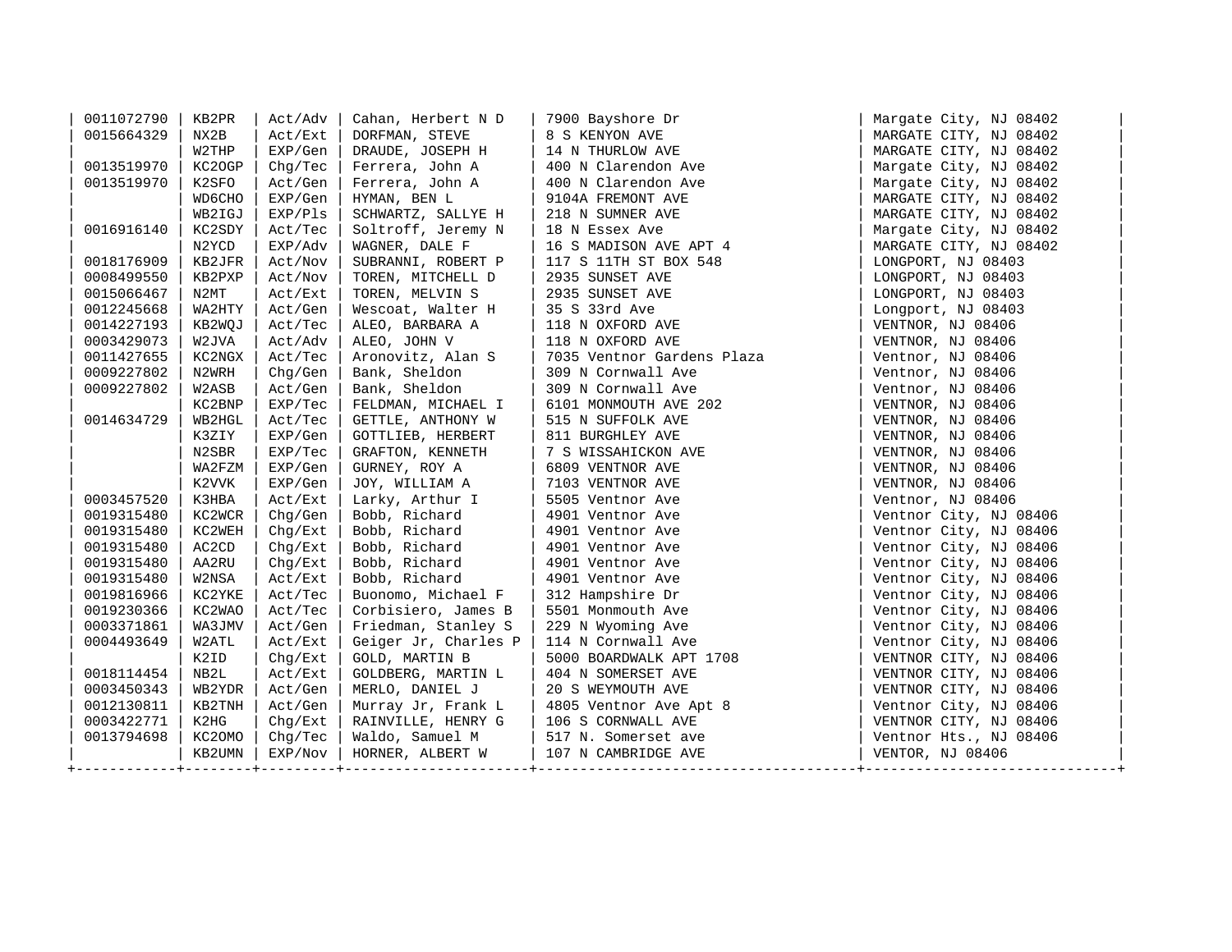| | | | | | |
|---|---|---|---|---|---|
| 0011072790 | KB2PR | Act/Adv | Cahan, Herbert N D | 7900 Bayshore Dr | Margate City, NJ 08402 |
| 0015664329 | NX2B | Act/Ext | DORFMAN, STEVE | 8 S KENYON AVE | MARGATE CITY, NJ 08402 |
| | W2THP | EXP/Gen | DRAUDE, JOSEPH H | 14 N THURLOW AVE | MARGATE CITY, NJ 08402 |
| 0013519970 | KC2OGP | Chg/Tec | Ferrera, John A | 400 N Clarendon Ave | Margate City, NJ 08402 |
| 0013519970 | K2SFO | Act/Gen | Ferrera, John A | 400 N Clarendon Ave | Margate City, NJ 08402 |
| | WD6CHO | EXP/Gen | HYMAN, BEN L | 9104A FREMONT AVE | MARGATE CITY, NJ 08402 |
| | WB2IGJ | EXP/Pls | SCHWARTZ, SALLYE H | 218 N SUMNER AVE | MARGATE CITY, NJ 08402 |
| 0016916140 | KC2SDY | Act/Tec | Soltroff, Jeremy N | 18 N Essex Ave | Margate City, NJ 08402 |
| | N2YCD | EXP/Adv | WAGNER, DALE F | 16 S MADISON AVE APT 4 | MARGATE CITY, NJ 08402 |
| 0018176909 | KB2JFR | Act/Nov | SUBRANNI, ROBERT P | 117 S 11TH ST BOX 548 | LONGPORT, NJ 08403 |
| 0008499550 | KB2PXP | Act/Nov | TOREN, MITCHELL D | 2935 SUNSET AVE | LONGPORT, NJ 08403 |
| 0015066467 | N2MT | Act/Ext | TOREN, MELVIN S | 2935 SUNSET AVE | LONGPORT, NJ 08403 |
| 0012245668 | WA2HTY | Act/Gen | Wescoat, Walter H | 35 S 33rd Ave | Longport, NJ 08403 |
| 0014227193 | KB2WQJ | Act/Tec | ALEO, BARBARA A | 118 N OXFORD AVE | VENTNOR, NJ 08406 |
| 0003429073 | W2JVA | Act/Adv | ALEO, JOHN V | 118 N OXFORD AVE | VENTNOR, NJ 08406 |
| 0011427655 | KC2NGX | Act/Tec | Aronovitz, Alan S | 7035 Ventnor Gardens Plaza | Ventnor, NJ 08406 |
| 0009227802 | N2WRH | Chg/Gen | Bank, Sheldon | 309 N Cornwall Ave | Ventnor, NJ 08406 |
| 0009227802 | W2ASB | Act/Gen | Bank, Sheldon | 309 N Cornwall Ave | Ventnor, NJ 08406 |
| | KC2BNP | EXP/Tec | FELDMAN, MICHAEL I | 6101 MONMOUTH AVE 202 | VENTNOR, NJ 08406 |
| 0014634729 | WB2HGL | Act/Tec | GETTLE, ANTHONY W | 515 N SUFFOLK AVE | VENTNOR, NJ 08406 |
| | K3ZIY | EXP/Gen | GOTTLIEB, HERBERT | 811 BURGHLEY AVE | VENTNOR, NJ 08406 |
| | N2SBR | EXP/Tec | GRAFTON, KENNETH | 7 S WISSAHICKON AVE | VENTNOR, NJ 08406 |
| | WA2FZM | EXP/Gen | GURNEY, ROY A | 6809 VENTNOR AVE | VENTNOR, NJ 08406 |
| | K2VVK | EXP/Gen | JOY, WILLIAM A | 7103 VENTNOR AVE | VENTNOR, NJ 08406 |
| 0003457520 | K3HBA | Act/Ext | Larky, Arthur I | 5505 Ventnor Ave | Ventnor, NJ 08406 |
| 0019315480 | KC2WCR | Chg/Gen | Bobb, Richard | 4901 Ventnor Ave | Ventnor City, NJ 08406 |
| 0019315480 | KC2WEH | Chg/Ext | Bobb, Richard | 4901 Ventnor Ave | Ventnor City, NJ 08406 |
| 0019315480 | AC2CD | Chg/Ext | Bobb, Richard | 4901 Ventnor Ave | Ventnor City, NJ 08406 |
| 0019315480 | AA2RU | Chg/Ext | Bobb, Richard | 4901 Ventnor Ave | Ventnor City, NJ 08406 |
| 0019315480 | W2NSA | Act/Ext | Bobb, Richard | 4901 Ventnor Ave | Ventnor City, NJ 08406 |
| 0019816966 | KC2YKE | Act/Tec | Buonomo, Michael F | 312 Hampshire Dr | Ventnor City, NJ 08406 |
| 0019230366 | KC2WAO | Act/Tec | Corbisiero, James B | 5501 Monmouth Ave | Ventnor City, NJ 08406 |
| 0003371861 | WA3JMV | Act/Gen | Friedman, Stanley S | 229 N Wyoming Ave | Ventnor City, NJ 08406 |
| 0004493649 | W2ATL | Act/Ext | Geiger Jr, Charles P | 114 N Cornwall Ave | Ventnor City, NJ 08406 |
| | K2ID | Chg/Ext | GOLD, MARTIN B | 5000 BOARDWALK APT 1708 | VENTNOR CITY, NJ 08406 |
| 0018114454 | NB2L | Act/Ext | GOLDBERG, MARTIN L | 404 N SOMERSET AVE | VENTNOR CITY, NJ 08406 |
| 0003450343 | WB2YDR | Act/Gen | MERLO, DANIEL J | 20 S WEYMOUTH AVE | VENTNOR CITY, NJ 08406 |
| 0012130811 | KB2TNH | Act/Gen | Murray Jr, Frank L | 4805 Ventnor Ave Apt 8 | Ventnor City, NJ 08406 |
| 0003422771 | K2HG | Chg/Ext | RAINVILLE, HENRY G | 106 S CORNWALL AVE | VENTNOR CITY, NJ 08406 |
| 0013794698 | KC2OMO | Chg/Tec | Waldo, Samuel M | 517 N. Somerset ave | Ventnor Hts., NJ 08406 |
| | KB2UMN | EXP/Nov | HORNER, ALBERT W | 107 N CAMBRIDGE AVE | VENTOR, NJ 08406 |